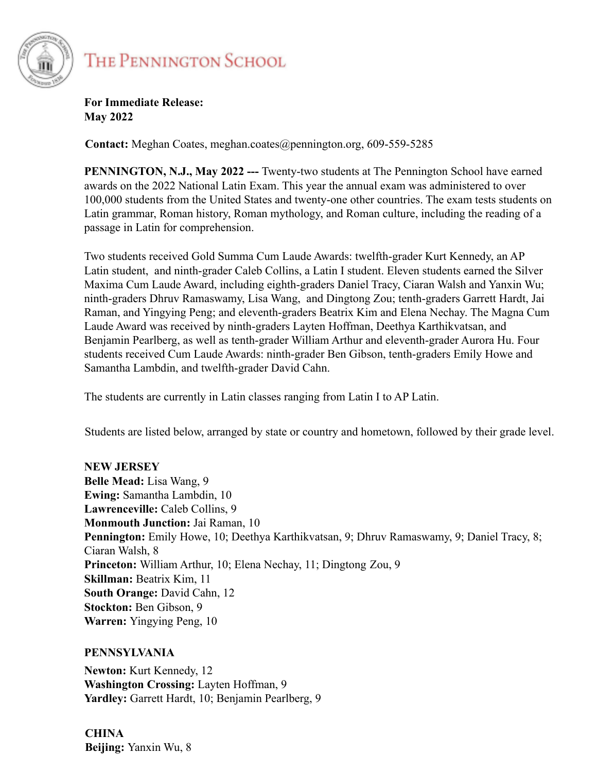# The Pennington School

**For Immediate Release:**
**May 2022**

**Contact:** Meghan Coates, meghan.coates@pennington.org, 609-559-5285

**PENNINGTON, N.J., May 2022 ---** Twenty-two students at The Pennington School have earned awards on the 2022 National Latin Exam. This year the annual exam was administered to over 100,000 students from the United States and twenty-one other countries. The exam tests students on Latin grammar, Roman history, Roman mythology, and Roman culture, including the reading of a passage in Latin for comprehension.

Two students received Gold Summa Cum Laude Awards: twelfth-grader Kurt Kennedy, an AP Latin student, and ninth-grader Caleb Collins, a Latin I student. Eleven students earned the Silver Maxima Cum Laude Award, including eighth-graders Daniel Tracy, Ciaran Walsh and Yanxin Wu; ninth-graders Dhruv Ramaswamy, Lisa Wang, and Dingtong Zou; tenth-graders Garrett Hardt, Jai Raman, and Yingying Peng; and eleventh-graders Beatrix Kim and Elena Nechay. The Magna Cum Laude Award was received by ninth-graders Layten Hoffman, Deethya Karthikvatsan, and Benjamin Pearlberg, as well as tenth-grader William Arthur and eleventh-grader Aurora Hu. Four students received Cum Laude Awards: ninth-grader Ben Gibson, tenth-graders Emily Howe and Samantha Lambdin, and twelfth-grader David Cahn.

The students are currently in Latin classes ranging from Latin I to AP Latin.

Students are listed below, arranged by state or country and hometown, followed by their grade level.

**NEW JERSEY**
**Belle Mead:** Lisa Wang, 9
**Ewing:** Samantha Lambdin, 10
**Lawrenceville:** Caleb Collins, 9
**Monmouth Junction:** Jai Raman, 10
**Pennington:** Emily Howe, 10; Deethya Karthikvatsan, 9; Dhruv Ramaswamy, 9; Daniel Tracy, 8; Ciaran Walsh, 8
**Princeton:** William Arthur, 10; Elena Nechay, 11; Dingtong Zou, 9
**Skillman:** Beatrix Kim, 11
**South Orange:** David Cahn, 12
**Stockton:** Ben Gibson, 9
**Warren:** Yingying Peng, 10

**PENNSYLVANIA**
**Newton:** Kurt Kennedy, 12
**Washington Crossing:** Layten Hoffman, 9
**Yardley:** Garrett Hardt, 10; Benjamin Pearlberg, 9

**CHINA**
**Beijing:** Yanxin Wu, 8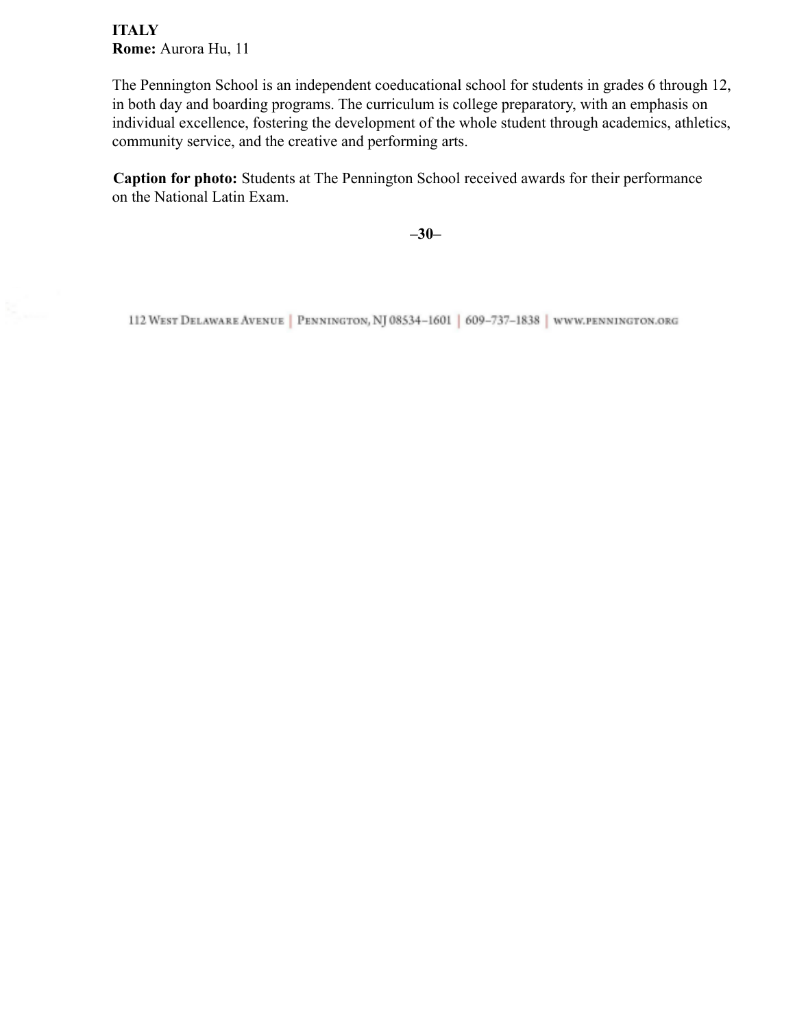**ITALY**
**Rome:** Aurora Hu, 11

The Pennington School is an independent coeducational school for students in grades 6 through 12, in both day and boarding programs. The curriculum is college preparatory, with an emphasis on individual excellence, fostering the development of the whole student through academics, athletics, community service, and the creative and performing arts.

**Caption for photo:** Students at The Pennington School received awards for their performance on the National Latin Exam.

**–30–**

112 West Delaware Avenue | Pennington, NJ 08534–1601 | 609–737–1838 | www.pennington.org